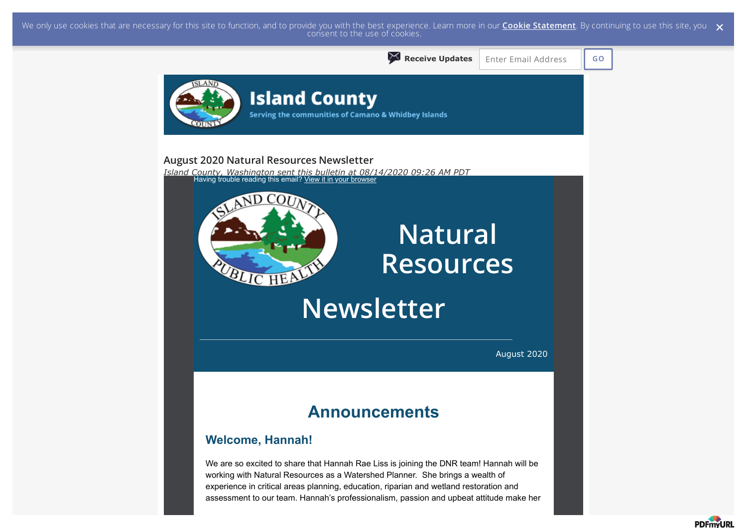We only use cookies that are necessary for this site to function, and to provide you with the best experience. Learn more in our **Cookie Statement**. By continuing to use this site, you consent to the use of cookies.

**Receive Updates** Enter Email Address GO

**Island County**

Serving the communities of Camano & Whidbey Islands

## August 2020 Natural Resources Newsletter

*Island County, Washington sent this bulletin at 08/14/2020 09:26 AM PDT*

Having trouble reading this email? View it in your browser

# Natural Resources Newsletter

August 2020

## Announcements

### Welcome, Hannah!

We are so excited to share that Hannah Rae Liss is joining the DNR team! Hannah will be working with Natural Resources as a Watershed Planner. She brings a wealth of experience in critical areas planning, education, riparian and wetland restoration and assessment to our team. Hannah's professionalism, passion and upbeat attitude make her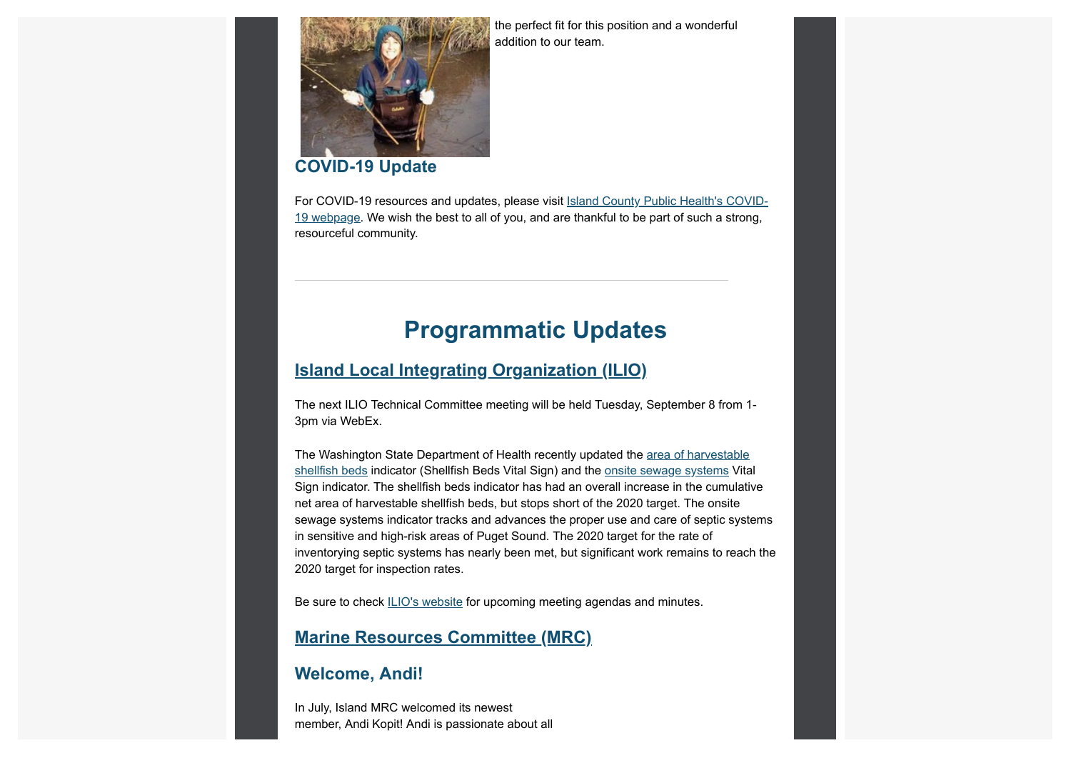the perfect fit for this position and a wonderful addition to our team.

### COVID-19 Update

For COVID-19 resources and updates, please visit Island County Public Health's COVID-19 webpage. We wish the best to all of you, and are thankful to be part of such a strong, resourceful community.

---

## Programmatic Updates

### Island Local Integrating Organization (ILIO)

The next ILIO Technical Committee meeting will be held Tuesday, September 8 from 1-3pm via WebEx.

The Washington State Department of Health recently updated the area of harvestable shellfish beds indicator (Shellfish Beds Vital Sign) and the onsite sewage systems Vital Sign indicator. The shellfish beds indicator has had an overall increase in the cumulative net area of harvestable shellfish beds, but stops short of the 2020 target. The onsite sewage systems indicator tracks and advances the proper use and care of septic systems in sensitive and high-risk areas of Puget Sound. The 2020 target for the rate of inventorying septic systems has nearly been met, but significant work remains to reach the 2020 target for inspection rates.

Be sure to check ILIO's website for upcoming meeting agendas and minutes.

### Marine Resources Committee (MRC)

### Welcome, Andi!

In July, Island MRC welcomed its newest member, Andi Kopit! Andi is passionate about all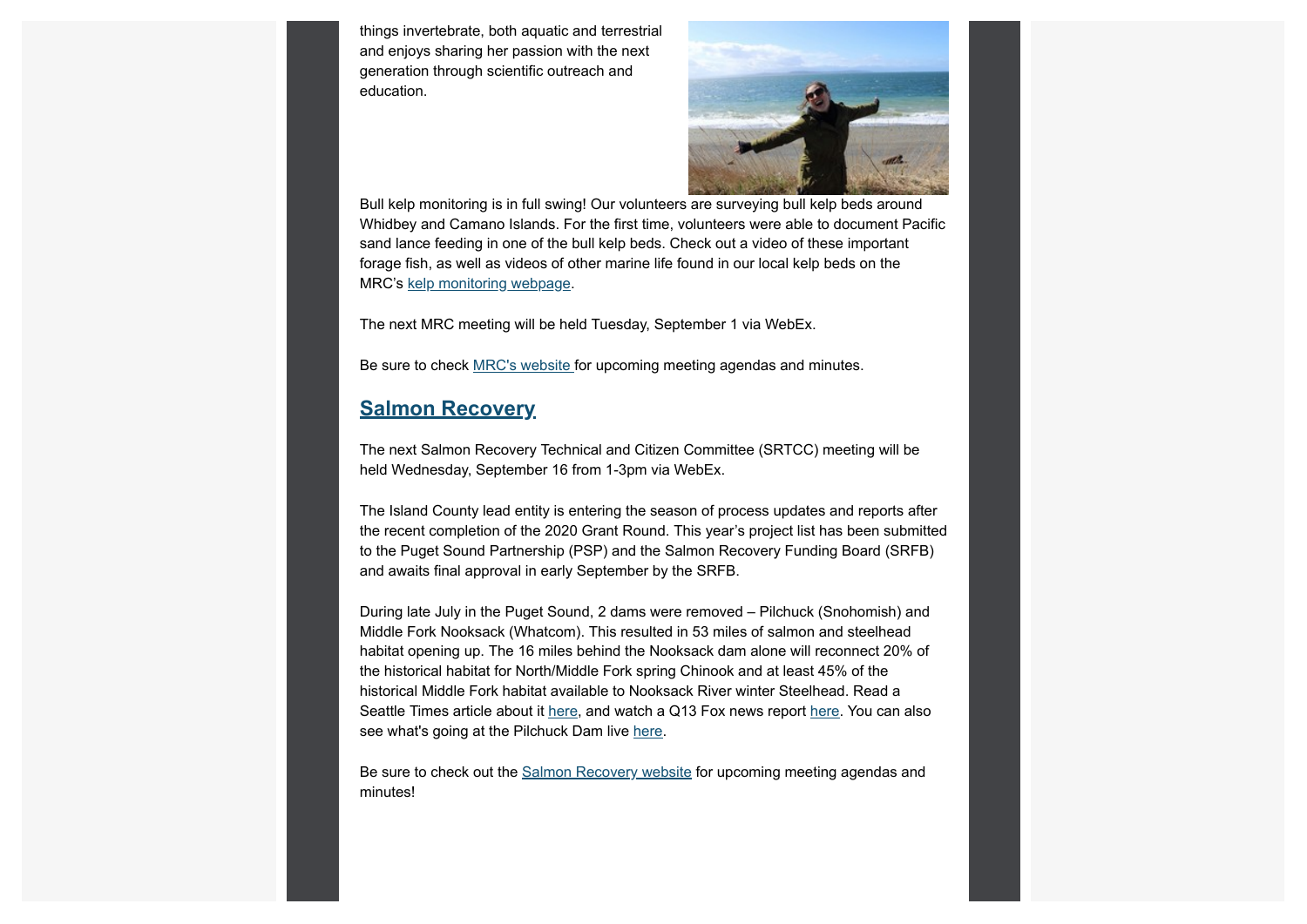things invertebrate, both aquatic and terrestrial and enjoys sharing her passion with the next generation through scientific outreach and education.

Bull kelp monitoring is in full swing! Our volunteers are surveying bull kelp beds around Whidbey and Camano Islands. For the first time, volunteers were able to document Pacific sand lance feeding in one of the bull kelp beds. Check out a video of these important forage fish, as well as videos of other marine life found in our local kelp beds on the MRC's kelp monitoring webpage.

The next MRC meeting will be held Tuesday, September 1 via WebEx.

Be sure to check MRC's website for upcoming meeting agendas and minutes.

## Salmon Recovery

The next Salmon Recovery Technical and Citizen Committee (SRTCC) meeting will be held Wednesday, September 16 from 1-3pm via WebEx.

The Island County lead entity is entering the season of process updates and reports after the recent completion of the 2020 Grant Round. This year's project list has been submitted to the Puget Sound Partnership (PSP) and the Salmon Recovery Funding Board (SRFB) and awaits final approval in early September by the SRFB.

During late July in the Puget Sound, 2 dams were removed – Pilchuck (Snohomish) and Middle Fork Nooksack (Whatcom). This resulted in 53 miles of salmon and steelhead habitat opening up. The 16 miles behind the Nooksack dam alone will reconnect 20% of the historical habitat for North/Middle Fork spring Chinook and at least 45% of the historical Middle Fork habitat available to Nooksack River winter Steelhead. Read a Seattle Times article about it here, and watch a Q13 Fox news report here. You can also see what's going at the Pilchuck Dam live here.

Be sure to check out the Salmon Recovery website for upcoming meeting agendas and minutes!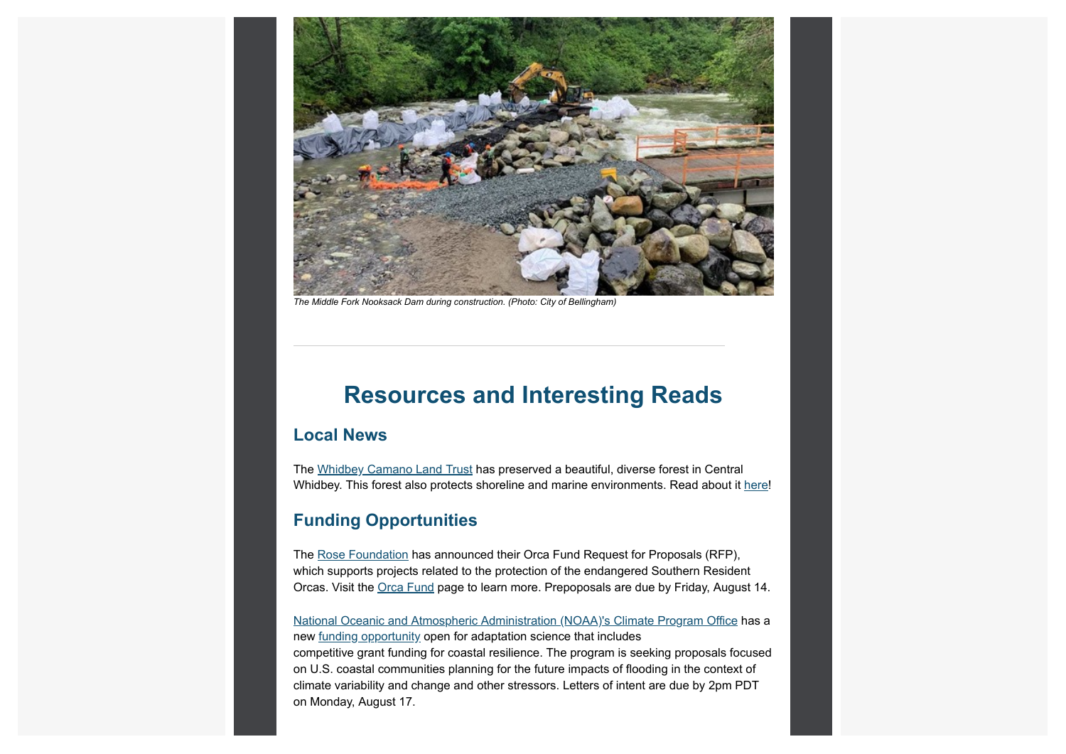*The Middle Fork Nooksack Dam during construction. (Photo: City of Bellingham)*

---

# Resources and Interesting Reads

## Local News

The Whidbey Camano Land Trust has preserved a beautiful, diverse forest in Central Whidbey. This forest also protects shoreline and marine environments. Read about it here!

## Funding Opportunities

The Rose Foundation has announced their Orca Fund Request for Proposals (RFP), which supports projects related to the protection of the endangered Southern Resident Orcas. Visit the Orca Fund page to learn more. Prepoposals are due by Friday, August 14.

National Oceanic and Atmospheric Administration (NOAA)'s Climate Program Office has a new funding opportunity open for adaptation science that includes competitive grant funding for coastal resilience. The program is seeking proposals focused on U.S. coastal communities planning for the future impacts of flooding in the context of climate variability and change and other stressors. Letters of intent are due by 2pm PDT on Monday, August 17.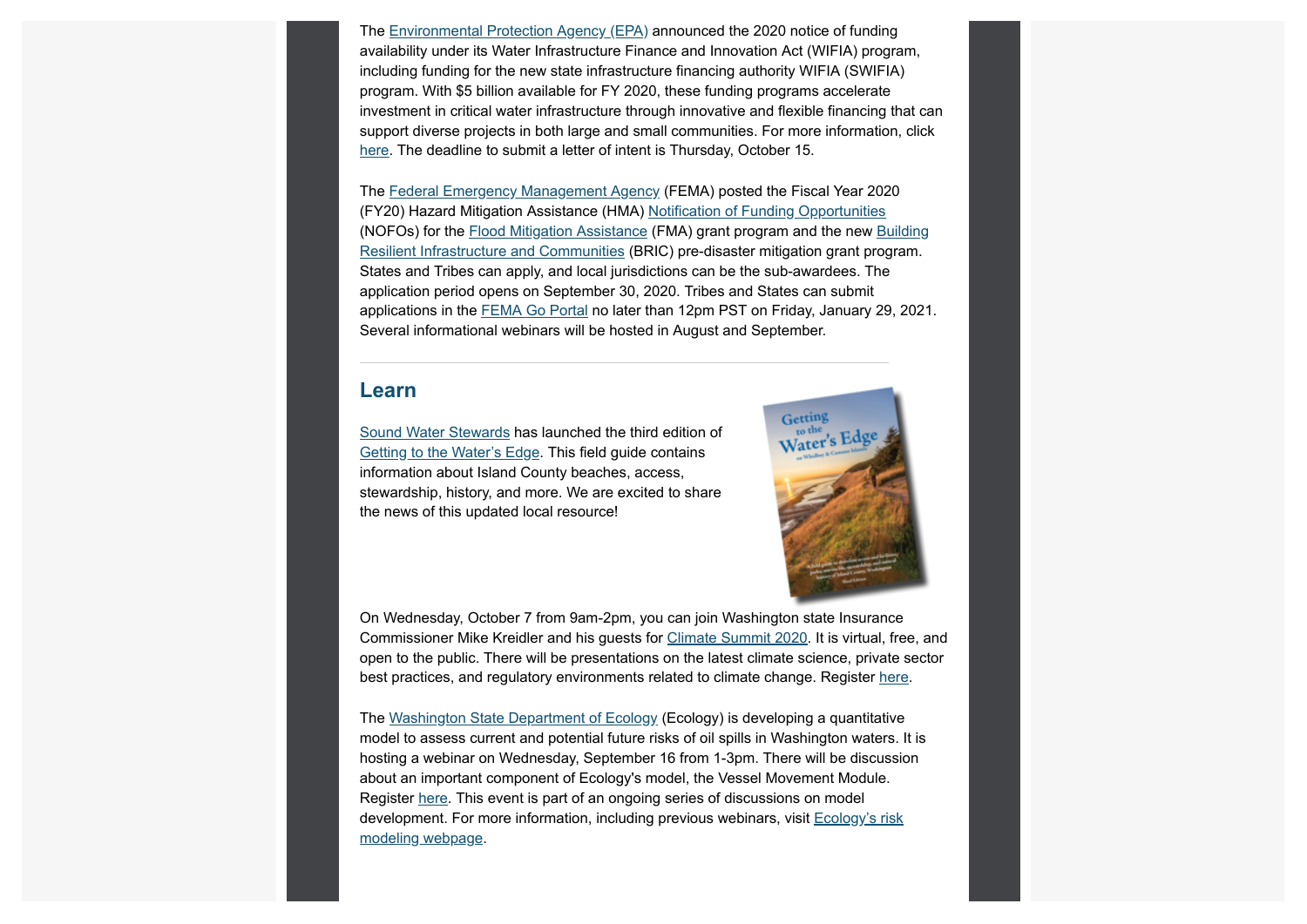The Environmental Protection Agency (EPA) announced the 2020 notice of funding availability under its Water Infrastructure Finance and Innovation Act (WIFIA) program, including funding for the new state infrastructure financing authority WIFIA (SWIFIA) program. With $5 billion available for FY 2020, these funding programs accelerate investment in critical water infrastructure through innovative and flexible financing that can support diverse projects in both large and small communities. For more information, click here. The deadline to submit a letter of intent is Thursday, October 15.

The Federal Emergency Management Agency (FEMA) posted the Fiscal Year 2020 (FY20) Hazard Mitigation Assistance (HMA) Notification of Funding Opportunities (NOFOs) for the Flood Mitigation Assistance (FMA) grant program and the new Building Resilient Infrastructure and Communities (BRIC) pre-disaster mitigation grant program. States and Tribes can apply, and local jurisdictions can be the sub-awardees. The application period opens on September 30, 2020. Tribes and States can submit applications in the FEMA Go Portal no later than 12pm PST on Friday, January 29, 2021. Several informational webinars will be hosted in August and September.

---

## Learn

Sound Water Stewards has launched the third edition of Getting to the Water's Edge. This field guide contains information about Island County beaches, access, stewardship, history, and more. We are excited to share the news of this updated local resource!

On Wednesday, October 7 from 9am-2pm, you can join Washington state Insurance Commissioner Mike Kreidler and his guests for Climate Summit 2020. It is virtual, free, and open to the public. There will be presentations on the latest climate science, private sector best practices, and regulatory environments related to climate change. Register here.

The Washington State Department of Ecology (Ecology) is developing a quantitative model to assess current and potential future risks of oil spills in Washington waters. It is hosting a webinar on Wednesday, September 16 from 1-3pm. There will be discussion about an important component of Ecology's model, the Vessel Movement Module. Register here. This event is part of an ongoing series of discussions on model development. For more information, including previous webinars, visit Ecology's risk modeling webpage.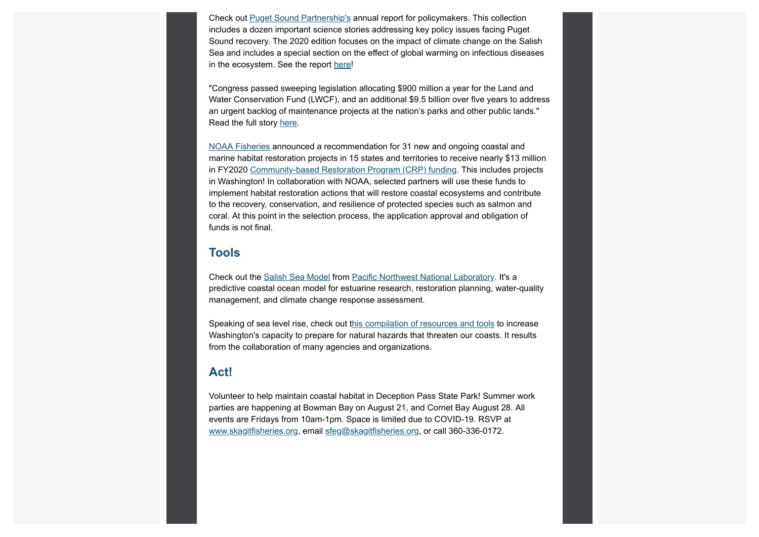Check out Puget Sound Partnership's annual report for policymakers. This collection includes a dozen important science stories addressing key policy issues facing Puget Sound recovery. The 2020 edition focuses on the impact of climate change on the Salish Sea and includes a special section on the effect of global warming on infectious diseases in the ecosystem. See the report here!

"Congress passed sweeping legislation allocating $900 million a year for the Land and Water Conservation Fund (LWCF), and an additional $9.5 billion over five years to address an urgent backlog of maintenance projects at the nation's parks and other public lands." Read the full story here.

NOAA Fisheries announced a recommendation for 31 new and ongoing coastal and marine habitat restoration projects in 15 states and territories to receive nearly $13 million in FY2020 Community-based Restoration Program (CRP) funding. This includes projects in Washington! In collaboration with NOAA, selected partners will use these funds to implement habitat restoration actions that will restore coastal ecosystems and contribute to the recovery, conservation, and resilience of protected species such as salmon and coral. At this point in the selection process, the application approval and obligation of funds is not final.

## Tools

Check out the Salish Sea Model from Pacific Northwest National Laboratory. It's a predictive coastal ocean model for estuarine research, restoration planning, water-quality management, and climate change response assessment.

Speaking of sea level rise, check out this compilation of resources and tools to increase Washington's capacity to prepare for natural hazards that threaten our coasts. It results from the collaboration of many agencies and organizations.

## Act!

Volunteer to help maintain coastal habitat in Deception Pass State Park! Summer work parties are happening at Bowman Bay on August 21, and Cornet Bay August 28. All events are Fridays from 10am-1pm. Space is limited due to COVID-19. RSVP at www.skagitfisheries.org, email sfeg@skagitfisheries.org, or call 360-336-0172.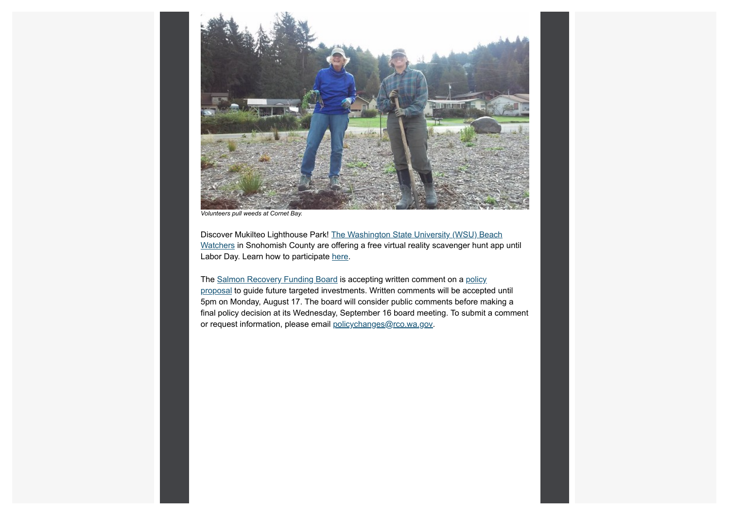*Volunteers pull weeds at Cornet Bay.*

Discover Mukilteo Lighthouse Park! The Washington State University (WSU) Beach Watchers in Snohomish County are offering a free virtual reality scavenger hunt app until Labor Day. Learn how to participate here.

The Salmon Recovery Funding Board is accepting written comment on a policy proposal to guide future targeted investments. Written comments will be accepted until 5pm on Monday, August 17. The board will consider public comments before making a final policy decision at its Wednesday, September 16 board meeting. To submit a comment or request information, please email policychanges@rco.wa.gov.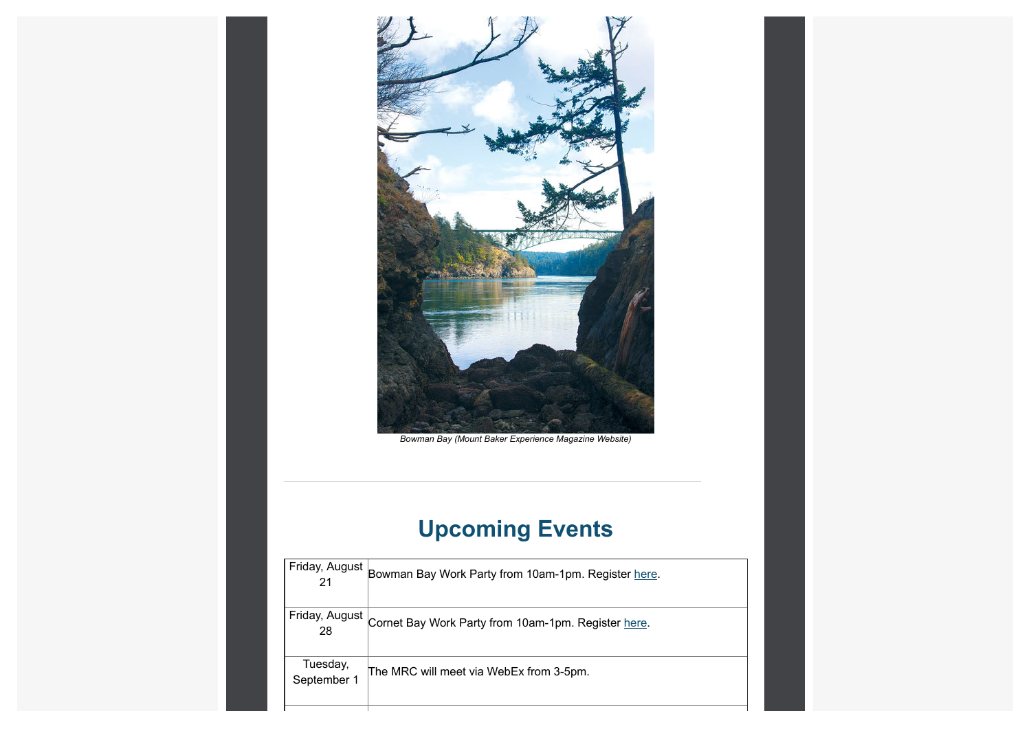*Bowman Bay (Mount Baker Experience Magazine Website)*

---

## Upcoming Events

| | |
|---|---|
| Friday, August 21 | Bowman Bay Work Party from 10am-1pm. Register here. |
| Friday, August 28 | Cornet Bay Work Party from 10am-1pm. Register here. |
| Tuesday, September 1 | The MRC will meet via WebEx from 3-5pm. |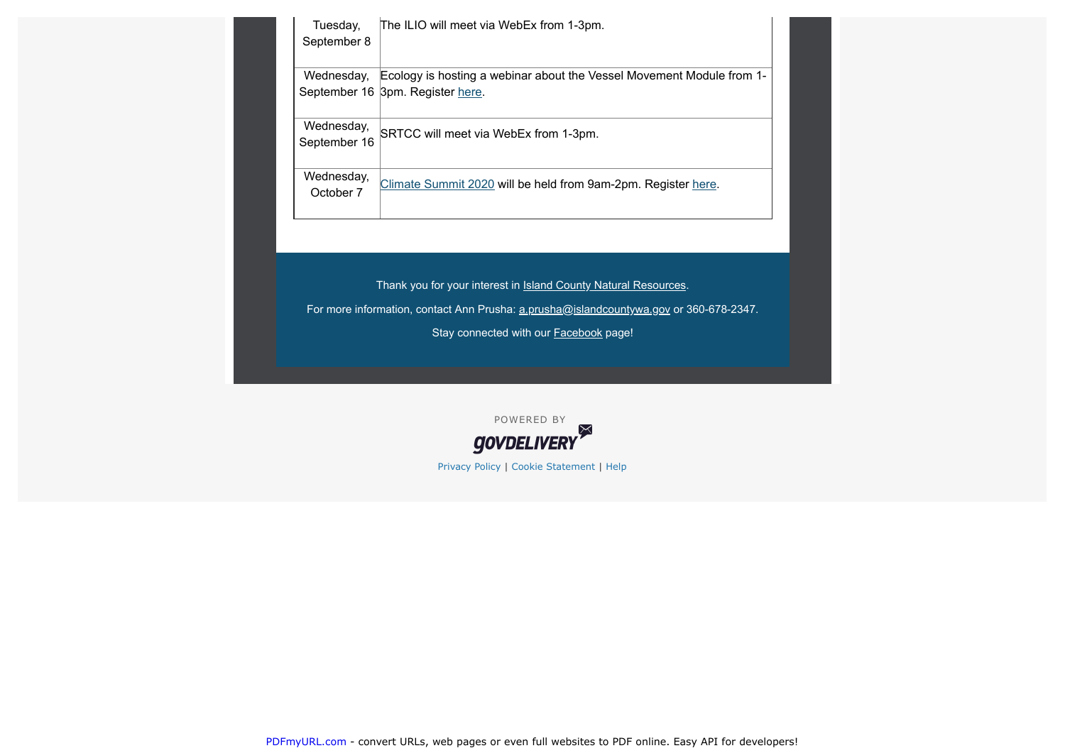| | |
|---|---|
| Tuesday, September 8 | The ILIO will meet via WebEx from 1-3pm. |
| Wednesday, September 16 | Ecology is hosting a webinar about the Vessel Movement Module from 1-3pm. Register here. |
| Wednesday, September 16 | SRTCC will meet via WebEx from 1-3pm. |
| Wednesday, October 7 | Climate Summit 2020 will be held from 9am-2pm. Register here. |

Thank you for your interest in Island County Natural Resources.

For more information, contact Ann Prusha: a.prusha@islandcountywa.gov or 360-678-2347.

Stay connected with our Facebook page!

POWERED BY GOVDELIVERY

Privacy Policy | Cookie Statement | Help